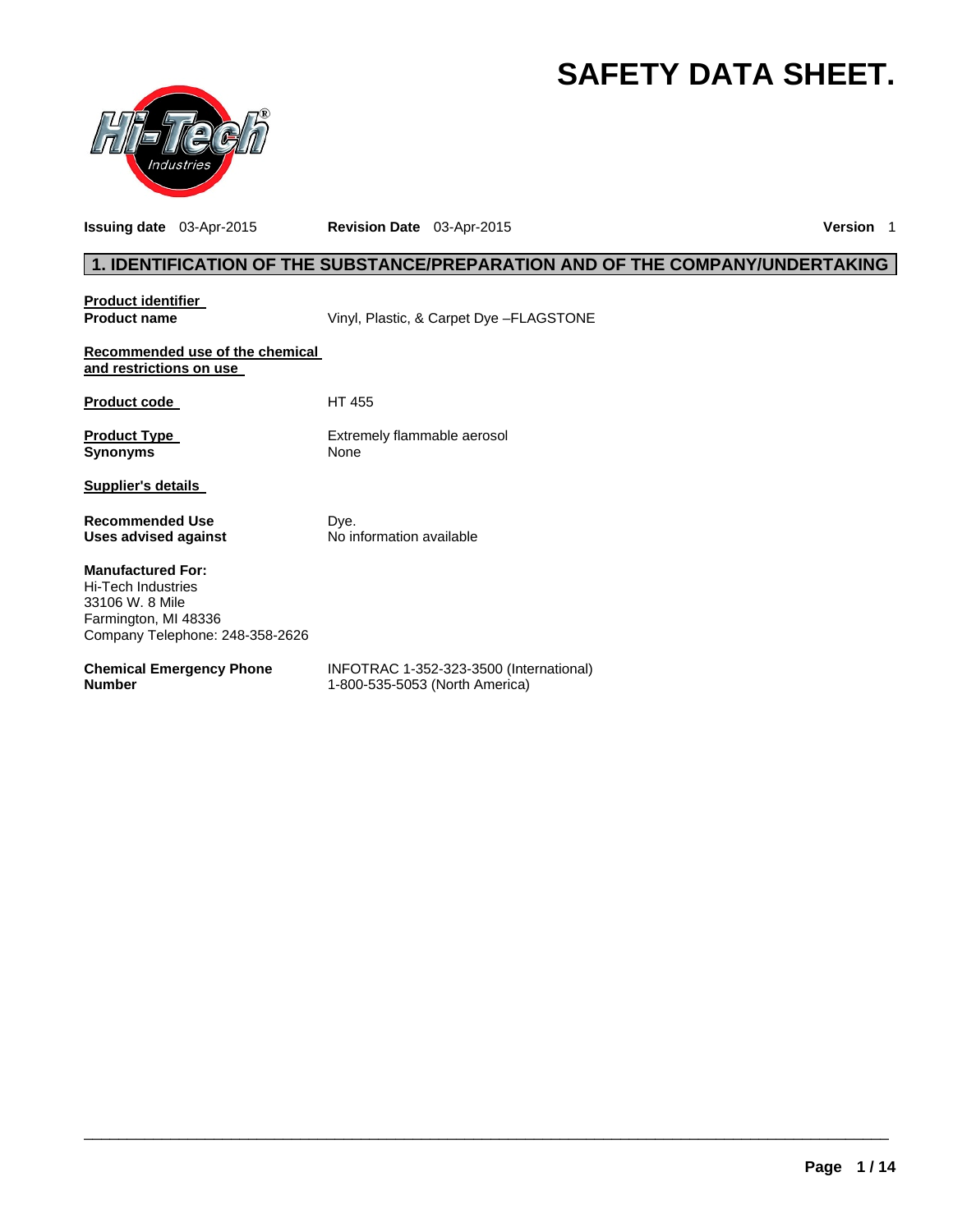# SAFETY DATA SHEET.

**Issuing date** 03-Apr-2015 **Revision Date** 03-Apr-2015 **Version** 1

## 1. IDENTIFICATION OF THE SUBSTANCE/PREPARATION AND OF THE COMPANY/UNDERTAKING

**Product identifier**

**Product name** Vinyl, Plastic, & Carpet Dye –FLAGSTONE

**Recommended use of the chemical and restrictions on use**

**Product code** HT 455

**Product Type** Extremely flammable aerosol

**Synonyms** None

**Supplier's details**

**Recommended Use** Dye.

**Uses advised against** No information available

**Manufactured For:**
Hi-Tech Industries
33106 W. 8 Mile
Farmington, MI 48336
Company Telephone: 248-358-2626

**Chemical Emergency Phone Number** INFOTRAC 1-352-323-3500 (International)
1-800-535-5053 (North America)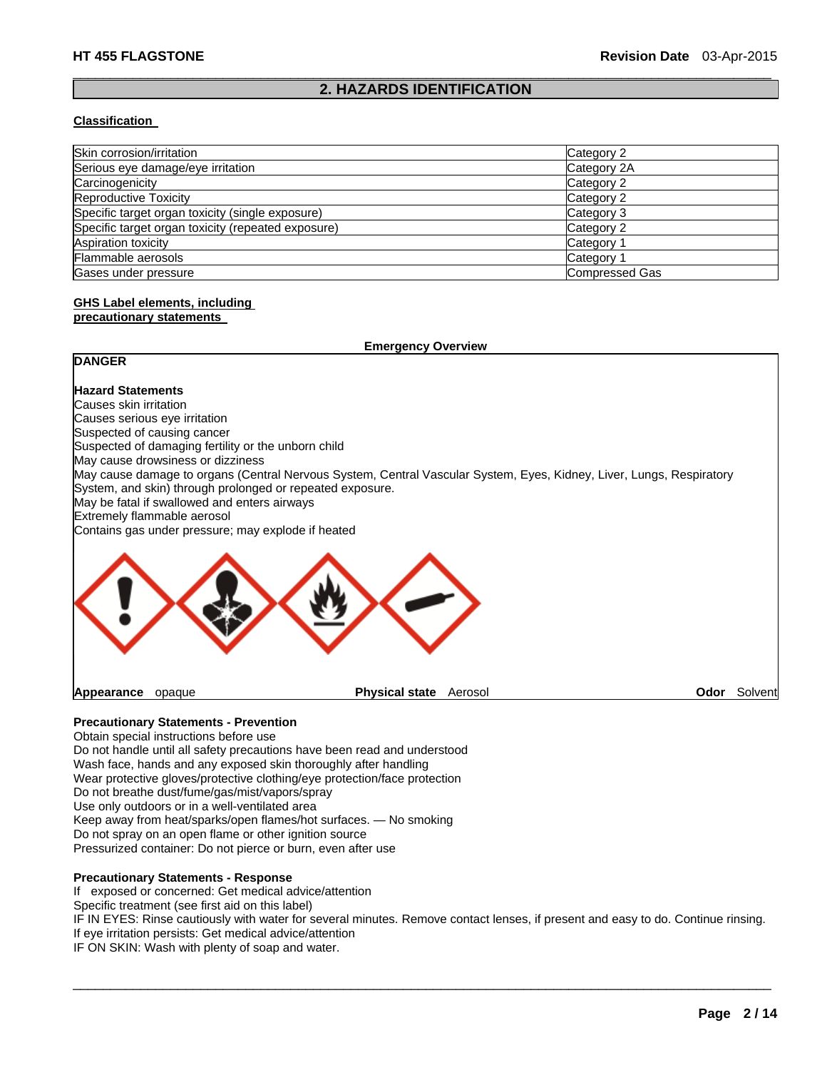## 2. HAZARDS IDENTIFICATION

**Classification**

| | |
|---|---|
| Skin corrosion/irritation | Category 2 |
| Serious eye damage/eye irritation | Category 2A |
| Carcinogenicity | Category 2 |
| Reproductive Toxicity | Category 2 |
| Specific target organ toxicity (single exposure) | Category 3 |
| Specific target organ toxicity (repeated exposure) | Category 2 |
| Aspiration toxicity | Category 1 |
| Flammable aerosols | Category 1 |
| Gases under pressure | Compressed Gas |

**GHS Label elements, including precautionary statements**

**Emergency Overview**

**DANGER**

**Hazard Statements**

Causes skin irritation
Causes serious eye irritation
Suspected of causing cancer
Suspected of damaging fertility or the unborn child
May cause drowsiness or dizziness
May cause damage to organs (Central Nervous System, Central Vascular System, Eyes, Kidney, Liver, Lungs, Respiratory System, and skin) through prolonged or repeated exposure.
May be fatal if swallowed and enters airways
Extremely flammable aerosol
Contains gas under pressure; may explode if heated

**Appearance** opaque **Physical state** Aerosol **Odor** Solvent

**Precautionary Statements - Prevention**

Obtain special instructions before use
Do not handle until all safety precautions have been read and understood
Wash face, hands and any exposed skin thoroughly after handling
Wear protective gloves/protective clothing/eye protection/face protection
Do not breathe dust/fume/gas/mist/vapors/spray
Use only outdoors or in a well-ventilated area
Keep away from heat/sparks/open flames/hot surfaces. — No smoking
Do not spray on an open flame or other ignition source
Pressurized container: Do not pierce or burn, even after use

**Precautionary Statements - Response**

If exposed or concerned: Get medical advice/attention
Specific treatment (see first aid on this label)
IF IN EYES: Rinse cautiously with water for several minutes. Remove contact lenses, if present and easy to do. Continue rinsing.
If eye irritation persists: Get medical advice/attention
IF ON SKIN: Wash with plenty of soap and water.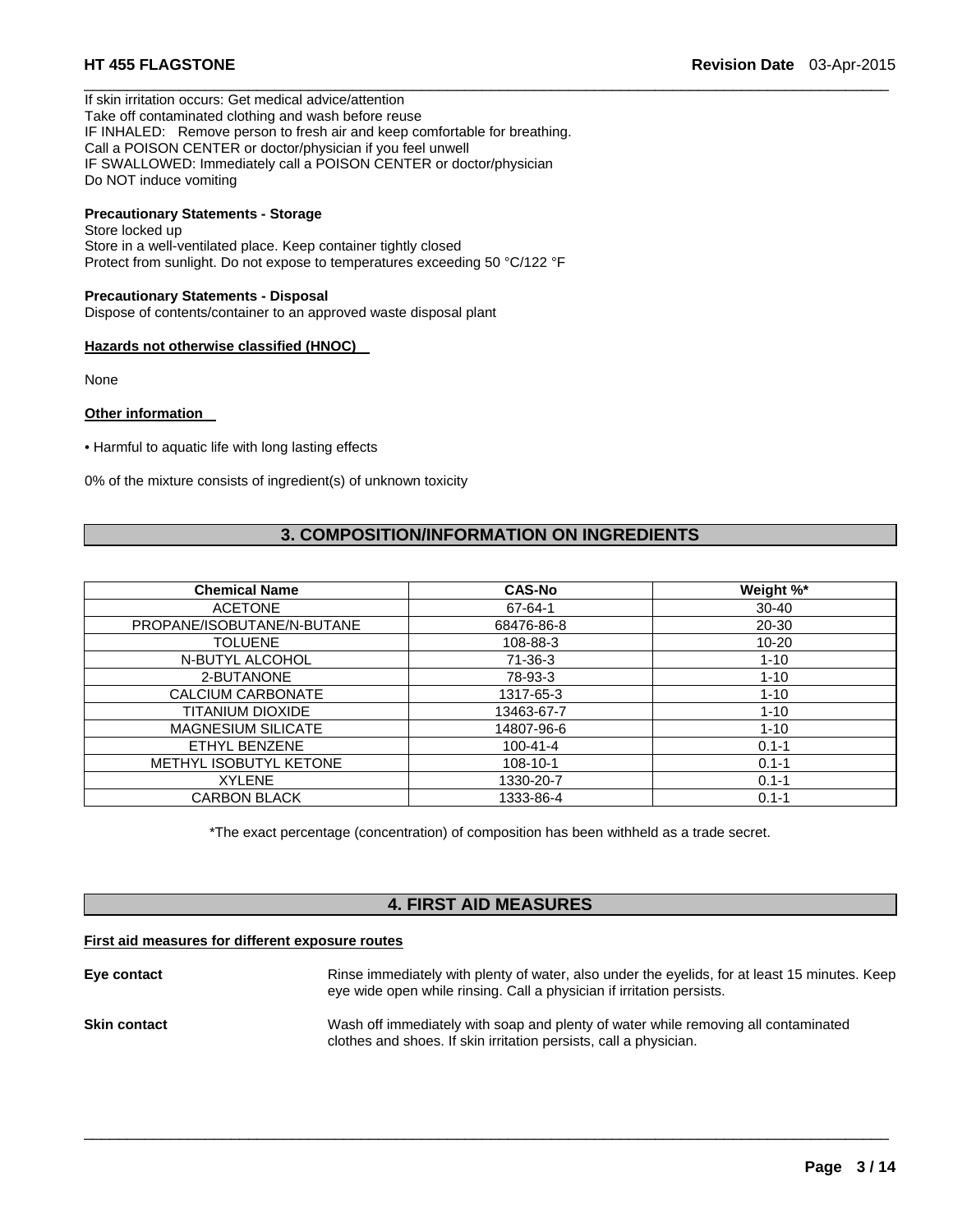If skin irritation occurs: Get medical advice/attention
Take off contaminated clothing and wash before reuse
IF INHALED: Remove person to fresh air and keep comfortable for breathing.
Call a POISON CENTER or doctor/physician if you feel unwell
IF SWALLOWED: Immediately call a POISON CENTER or doctor/physician
Do NOT induce vomiting

**Precautionary Statements - Storage**
Store locked up
Store in a well-ventilated place. Keep container tightly closed
Protect from sunlight. Do not expose to temperatures exceeding 50 °C/122 °F

**Precautionary Statements - Disposal**
Dispose of contents/container to an approved waste disposal plant

**Hazards not otherwise classified (HNOC)**

None

**Other information**

- Harmful to aquatic life with long lasting effects

0% of the mixture consists of ingredient(s) of unknown toxicity

## 3. COMPOSITION/INFORMATION ON INGREDIENTS

| Chemical Name | CAS-No | Weight %* |
|---|---|---|
| ACETONE | 67-64-1 | 30-40 |
| PROPANE/ISOBUTANE/N-BUTANE | 68476-86-8 | 20-30 |
| TOLUENE | 108-88-3 | 10-20 |
| N-BUTYL ALCOHOL | 71-36-3 | 1-10 |
| 2-BUTANONE | 78-93-3 | 1-10 |
| CALCIUM CARBONATE | 1317-65-3 | 1-10 |
| TITANIUM DIOXIDE | 13463-67-7 | 1-10 |
| MAGNESIUM SILICATE | 14807-96-6 | 1-10 |
| ETHYL BENZENE | 100-41-4 | 0.1-1 |
| METHYL ISOBUTYL KETONE | 108-10-1 | 0.1-1 |
| XYLENE | 1330-20-7 | 0.1-1 |
| CARBON BLACK | 1333-86-4 | 0.1-1 |

*The exact percentage (concentration) of composition has been withheld as a trade secret.

## 4. FIRST AID MEASURES

**First aid measures for different exposure routes**

**Eye contact** Rinse immediately with plenty of water, also under the eyelids, for at least 15 minutes. Keep eye wide open while rinsing. Call a physician if irritation persists.

**Skin contact** Wash off immediately with soap and plenty of water while removing all contaminated clothes and shoes. If skin irritation persists, call a physician.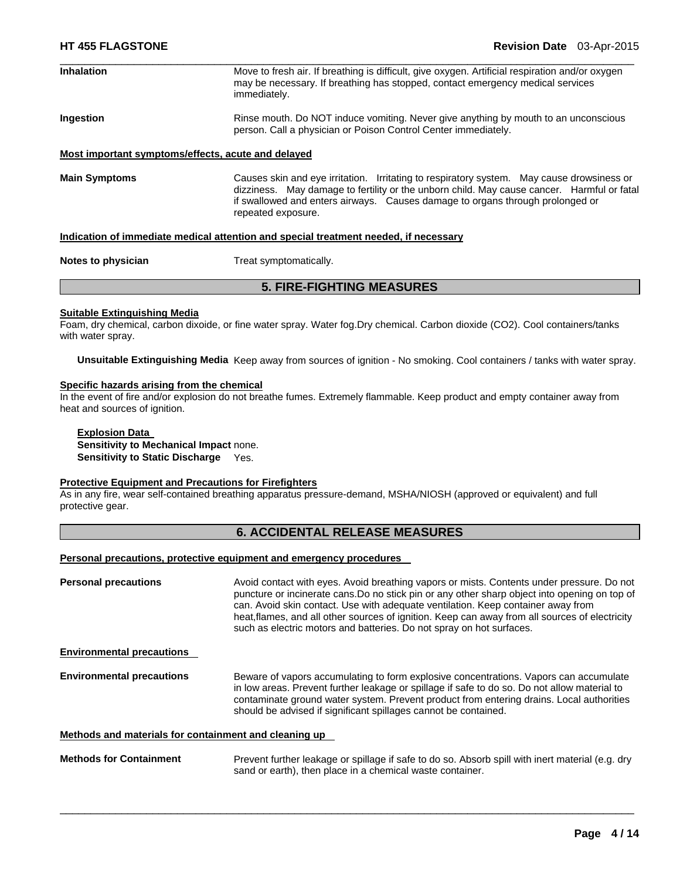**Inhalation** Move to fresh air. If breathing is difficult, give oxygen. Artificial respiration and/or oxygen may be necessary. If breathing has stopped, contact emergency medical services immediately.

**Ingestion** Rinse mouth. Do NOT induce vomiting. Never give anything by mouth to an unconscious person. Call a physician or Poison Control Center immediately.

**Most important symptoms/effects, acute and delayed**

**Main Symptoms** Causes skin and eye irritation. Irritating to respiratory system. May cause drowsiness or dizziness. May damage to fertility or the unborn child. May cause cancer. Harmful or fatal if swallowed and enters airways. Causes damage to organs through prolonged or repeated exposure.

**Indication of immediate medical attention and special treatment needed, if necessary**

**Notes to physician** Treat symptomatically.

## 5. FIRE-FIGHTING MEASURES

**Suitable Extinguishing Media**

Foam, dry chemical, carbon dixoide, or fine water spray. Water fog.Dry chemical. Carbon dioxide ($CO_2$). Cool containers/tanks with water spray.

**Unsuitable Extinguishing Media** Keep away from sources of ignition - No smoking. Cool containers / tanks with water spray.

**Specific hazards arising from the chemical**

In the event of fire and/or explosion do not breathe fumes. Extremely flammable. Keep product and empty container away from heat and sources of ignition.

**Explosion Data**

**Sensitivity to Mechanical Impact** none.

**Sensitivity to Static Discharge** Yes.

**Protective Equipment and Precautions for Firefighters**

As in any fire, wear self-contained breathing apparatus pressure-demand, MSHA/NIOSH (approved or equivalent) and full protective gear.

## 6. ACCIDENTAL RELEASE MEASURES

**Personal precautions, protective equipment and emergency procedures**

**Personal precautions** Avoid contact with eyes. Avoid breathing vapors or mists. Contents under pressure. Do not puncture or incinerate cans.Do no stick pin or any other sharp object into opening on top of can. Avoid skin contact. Use with adequate ventilation. Keep container away from heat,flames, and all other sources of ignition. Keep can away from all sources of electricity such as electric motors and batteries. Do not spray on hot surfaces.

**Environmental precautions**

**Environmental precautions** Beware of vapors accumulating to form explosive concentrations. Vapors can accumulate in low areas. Prevent further leakage or spillage if safe to do so. Do not allow material to contaminate ground water system. Prevent product from entering drains. Local authorities should be advised if significant spillages cannot be contained.

**Methods and materials for containment and cleaning up**

**Methods for Containment** Prevent further leakage or spillage if safe to do so. Absorb spill with inert material (e.g. dry sand or earth), then place in a chemical waste container.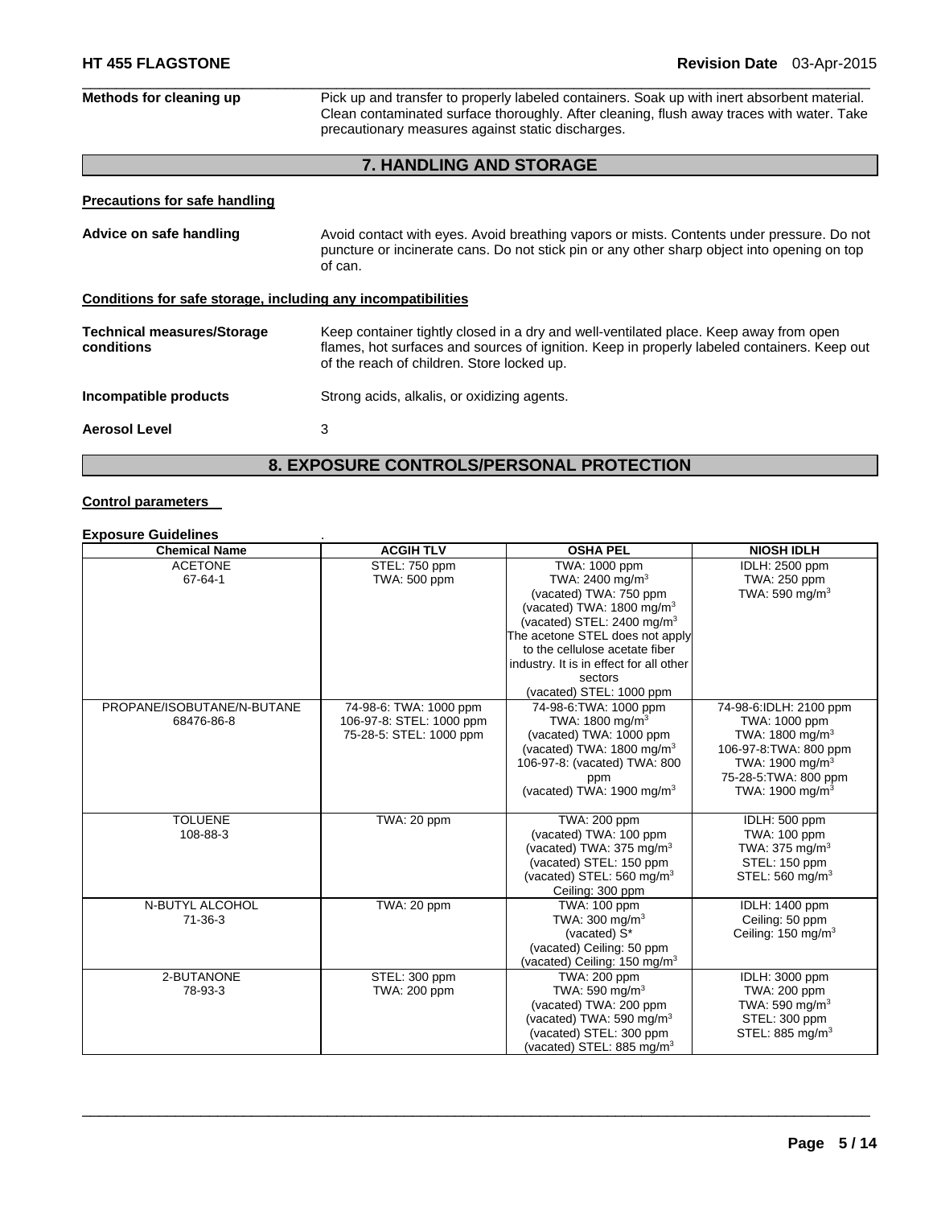**Methods for cleaning up** Pick up and transfer to properly labeled containers. Soak up with inert absorbent material. Clean contaminated surface thoroughly. After cleaning, flush away traces with water. Take precautionary measures against static discharges.

## 7. HANDLING AND STORAGE

**Precautions for safe handling**

**Advice on safe handling** Avoid contact with eyes. Avoid breathing vapors or mists. Contents under pressure. Do not puncture or incinerate cans. Do not stick pin or any other sharp object into opening on top of can.

**Conditions for safe storage, including any incompatibilities**

**Technical measures/Storage conditions** Keep container tightly closed in a dry and well-ventilated place. Keep away from open flames, hot surfaces and sources of ignition. Keep in properly labeled containers. Keep out of the reach of children. Store locked up.

**Incompatible products** Strong acids, alkalis, or oxidizing agents.

**Aerosol Level** 3

## 8. EXPOSURE CONTROLS/PERSONAL PROTECTION

**Control parameters**

**Exposure Guidelines** .

| Chemical Name | ACGIH TLV | OSHA PEL | NIOSH IDLH |
|---|---|---|---|
| ACETONE 67-64-1 | STEL: 750 ppm TWA: 500 ppm | TWA: 1000 ppm TWA: 2400 mg/m$^3$ (vacated) TWA: 750 ppm (vacated) TWA: 1800 mg/m$^3$ (vacated) STEL: 2400 mg/m$^3$ The acetone STEL does not apply to the cellulose acetate fiber industry. It is in effect for all other sectors (vacated) STEL: 1000 ppm | IDLH: 2500 ppm TWA: 250 ppm TWA: 590 mg/m$^3$ |
| PROPANE/ISOBUTANE/N-BUTANE 68476-86-8 | 74-98-6: TWA: 1000 ppm 106-97-8: STEL: 1000 ppm 75-28-5: STEL: 1000 ppm | 74-98-6:TWA: 1000 ppm TWA: 1800 mg/m$^3$ (vacated) TWA: 1000 ppm (vacated) TWA: 1800 mg/m$^3$ 106-97-8: (vacated) TWA: 800 ppm (vacated) TWA: 1900 mg/m$^3$ | 74-98-6:IDLH: 2100 ppm TWA: 1000 ppm TWA: 1800 mg/m$^3$ 106-97-8:TWA: 800 ppm TWA: 1900 mg/m$^3$ 75-28-5:TWA: 800 ppm TWA: 1900 mg/m$^3$ |
| TOLUENE 108-88-3 | TWA: 20 ppm | TWA: 200 ppm (vacated) TWA: 100 ppm (vacated) TWA: 375 mg/m$^3$ (vacated) STEL: 150 ppm (vacated) STEL: 560 mg/m$^3$ Ceiling: 300 ppm | IDLH: 500 ppm TWA: 100 ppm TWA: 375 mg/m$^3$ STEL: 150 ppm STEL: 560 mg/m$^3$ |
| N-BUTYL ALCOHOL 71-36-3 | TWA: 20 ppm | TWA: 100 ppm TWA: 300 mg/m$^3$ (vacated) S* (vacated) Ceiling: 50 ppm (vacated) Ceiling: 150 mg/m$^3$ | IDLH: 1400 ppm Ceiling: 50 ppm Ceiling: 150 mg/m$^3$ |
| 2-BUTANONE 78-93-3 | STEL: 300 ppm TWA: 200 ppm | TWA: 200 ppm TWA: 590 mg/m$^3$ (vacated) TWA: 200 ppm (vacated) TWA: 590 mg/m$^3$ (vacated) STEL: 300 ppm (vacated) STEL: 885 mg/m$^3$ | IDLH: 3000 ppm TWA: 200 ppm TWA: 590 mg/m$^3$ STEL: 300 ppm STEL: 885 mg/m$^3$ |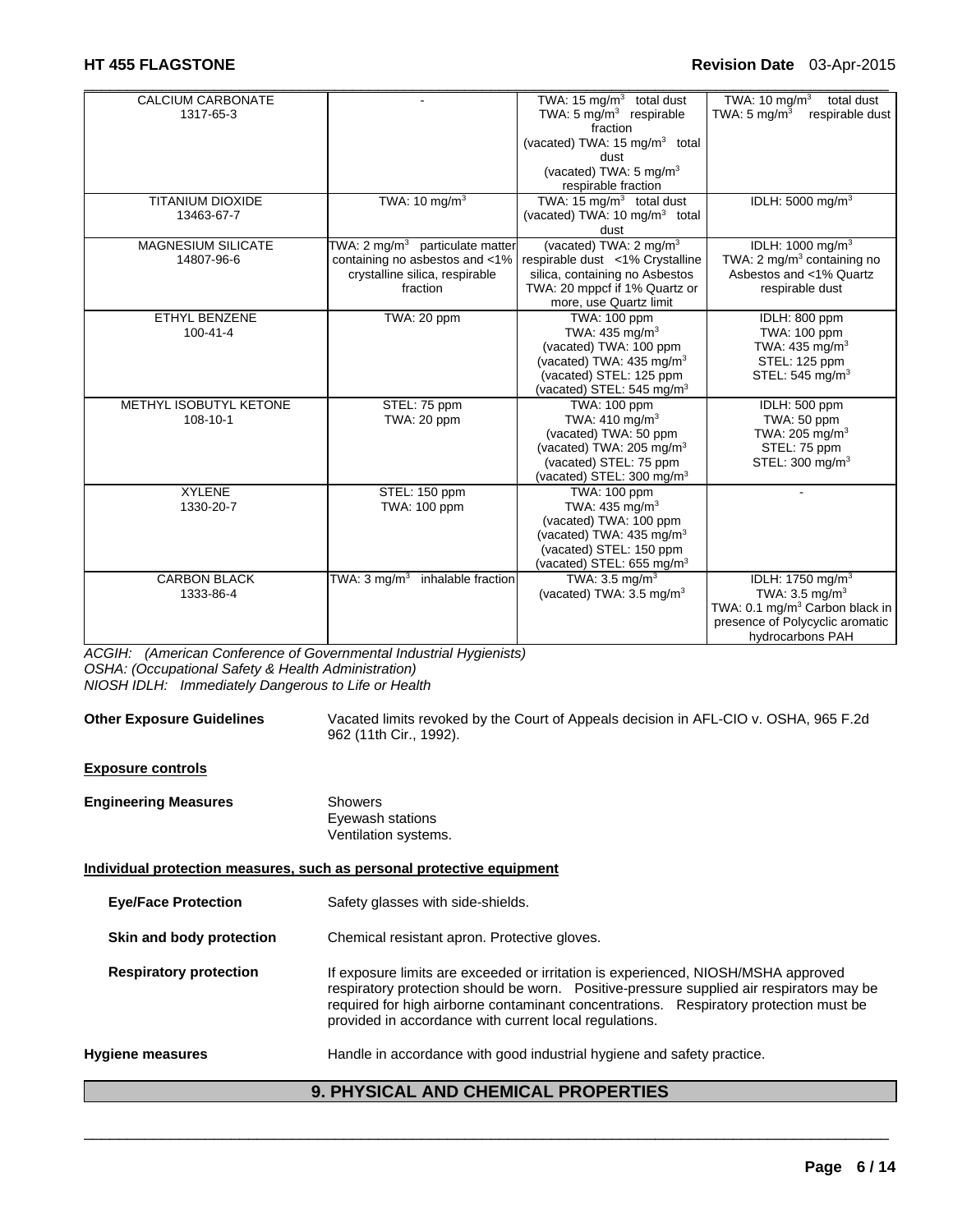| | | | |
|---|---|---|---|
| CALCIUM CARBONATE<br>1317-65-3 | - | TWA: 15 $mg/m^3$ total dust<br>TWA: 5 $mg/m^3$ respirable fraction<br>(vacated) TWA: 15 $mg/m^3$ total dust<br>(vacated) TWA: 5 $mg/m^3$ respirable fraction | TWA: 10 $mg/m^3$ total dust<br>TWA: 5 $mg/m^3$ respirable dust |
| TITANIUM DIOXIDE<br>13463-67-7 | TWA: 10 $mg/m^3$ | TWA: 15 $mg/m^3$ total dust<br>(vacated) TWA: 10 $mg/m^3$ total dust | IDLH: 5000 $mg/m^3$ |
| MAGNESIUM SILICATE<br>14807-96-6 | TWA: 2 $mg/m^3$ particulate matter containing no asbestos and <1% crystalline silica, respirable fraction | (vacated) TWA: 2 $mg/m^3$ respirable dust <1% Crystalline silica, containing no Asbestos<br>TWA: 20 mppcf if 1% Quartz or more, use Quartz limit | IDLH: 1000 $mg/m^3$<br>TWA: 2 $mg/m^3$ containing no Asbestos and <1% Quartz respirable dust |
| ETHYL BENZENE<br>100-41-4 | TWA: 20 ppm | TWA: 100 ppm<br>TWA: 435 $mg/m^3$<br>(vacated) TWA: 100 ppm<br>(vacated) TWA: 435 $mg/m^3$<br>(vacated) STEL: 125 ppm<br>(vacated) STEL: 545 $mg/m^3$ | IDLH: 800 ppm<br>TWA: 100 ppm<br>TWA: 435 $mg/m^3$<br>STEL: 125 ppm<br>STEL: 545 $mg/m^3$ |
| METHYL ISOBUTYL KETONE<br>108-10-1 | STEL: 75 ppm<br>TWA: 20 ppm | TWA: 100 ppm<br>TWA: 410 $mg/m^3$<br>(vacated) TWA: 50 ppm<br>(vacated) TWA: 205 $mg/m^3$<br>(vacated) STEL: 75 ppm<br>(vacated) STEL: 300 $mg/m^3$ | IDLH: 500 ppm<br>TWA: 50 ppm<br>TWA: 205 $mg/m^3$<br>STEL: 75 ppm<br>STEL: 300 $mg/m^3$ |
| XYLENE<br>1330-20-7 | STEL: 150 ppm<br>TWA: 100 ppm | TWA: 100 ppm<br>TWA: 435 $mg/m^3$<br>(vacated) TWA: 100 ppm<br>(vacated) TWA: 435 $mg/m^3$<br>(vacated) STEL: 150 ppm<br>(vacated) STEL: 655 $mg/m^3$ | - |
| CARBON BLACK<br>1333-86-4 | TWA: 3 $mg/m^3$ inhalable fraction | TWA: 3.5 $mg/m^3$<br>(vacated) TWA: 3.5 $mg/m^3$ | IDLH: 1750 $mg/m^3$<br>TWA: 3.5 $mg/m^3$<br>TWA: 0.1 $mg/m^3$ Carbon black in presence of Polycyclic aromatic hydrocarbons PAH |

*ACGIH: (American Conference of Governmental Industrial Hygienists)*
*OSHA: (Occupational Safety & Health Administration)*
*NIOSH IDLH: Immediately Dangerous to Life or Health*

**Other Exposure Guidelines** Vacated limits revoked by the Court of Appeals decision in AFL-CIO v. OSHA, 965 F.2d 962 (11th Cir., 1992).

**Exposure controls**

**Engineering Measures**
Showers
Eyewash stations
Ventilation systems.

**Individual protection measures, such as personal protective equipment**

**Eye/Face Protection** Safety glasses with side-shields.

**Skin and body protection** Chemical resistant apron. Protective gloves.

**Respiratory protection** If exposure limits are exceeded or irritation is experienced, NIOSH/MSHA approved respiratory protection should be worn. Positive-pressure supplied air respirators may be required for high airborne contaminant concentrations. Respiratory protection must be provided in accordance with current local regulations.

**Hygiene measures** Handle in accordance with good industrial hygiene and safety practice.

## 9. PHYSICAL AND CHEMICAL PROPERTIES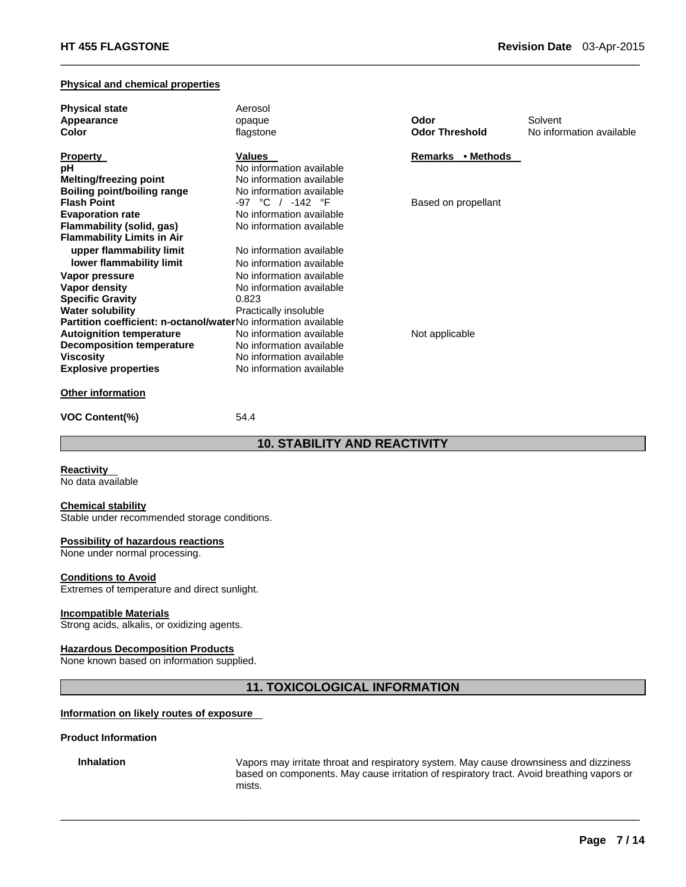**Physical and chemical properties**

| | | | |
|---|---|---|---|
| **Physical state** | Aerosol | | |
| **Appearance** | opaque | **Odor** | Solvent |
| **Color** | flagstone | **Odor Threshold** | No information available |

| **Property** | **Values** | **Remarks • Methods** |
|---|---|---|
| **pH** | No information available | |
| **Melting/freezing point** | No information available | |
| **Boiling point/boiling range** | No information available | |
| **Flash Point** | -97 °C / -142 °F | Based on propellant |
| **Evaporation rate** | No information available | |
| **Flammability (solid, gas)** | No information available | |
| **Flammability Limits in Air** | | |
| **upper flammability limit** | No information available | |
| **lower flammability limit** | No information available | |
| **Vapor pressure** | No information available | |
| **Vapor density** | No information available | |
| **Specific Gravity** | 0.823 | |
| **Water solubility** | Practically insoluble | |
| **Partition coefficient: n-octanol/water** | No information available | |
| **Autoignition temperature** | No information available | Not applicable |
| **Decomposition temperature** | No information available | |
| **Viscosity** | No information available | |
| **Explosive properties** | No information available | |

**Other information**

**VOC Content(%)** 54.4

## 10. STABILITY AND REACTIVITY

**Reactivity**
No data available

**Chemical stability**
Stable under recommended storage conditions.

**Possibility of hazardous reactions**
None under normal processing.

**Conditions to Avoid**
Extremes of temperature and direct sunlight.

**Incompatible Materials**
Strong acids, alkalis, or oxidizing agents.

**Hazardous Decomposition Products**
None known based on information supplied.

## 11. TOXICOLOGICAL INFORMATION

**Information on likely routes of exposure**

**Product Information**

**Inhalation** Vapors may irritate throat and respiratory system. May cause drownsiness and dizziness based on components. May cause irritation of respiratory tract. Avoid breathing vapors or mists.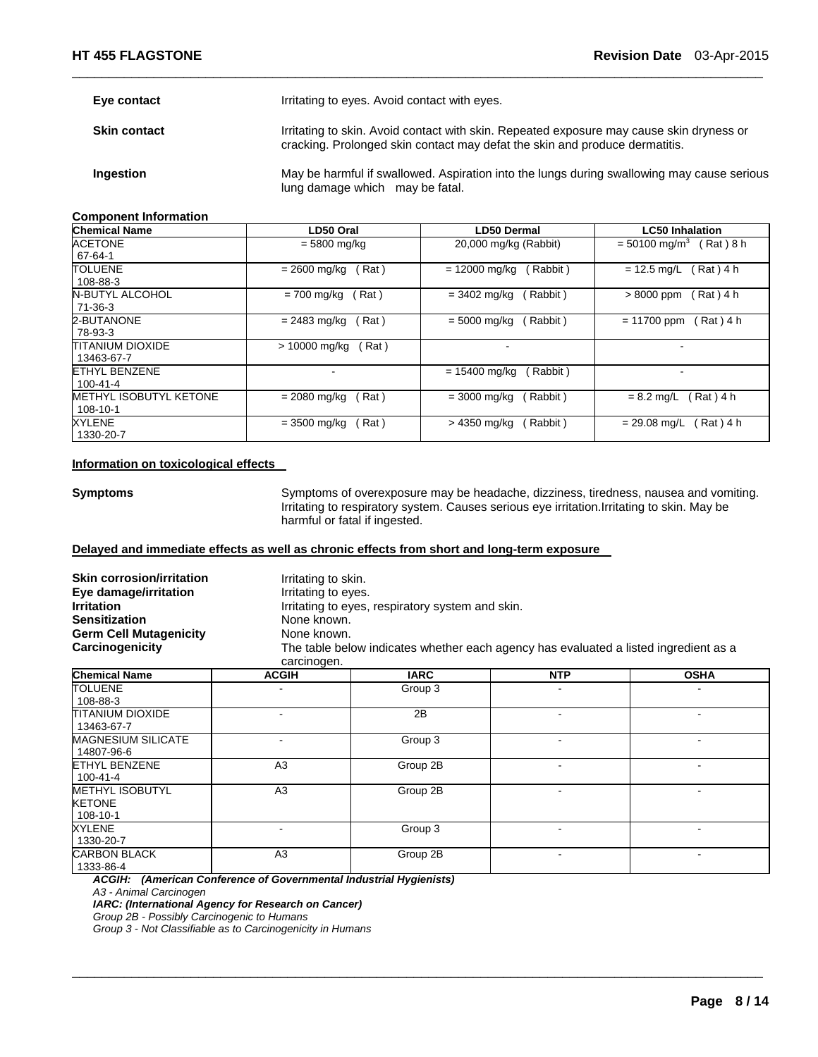| | |
|---|---|
| **Eye contact** | Irritating to eyes. Avoid contact with eyes. |
| **Skin contact** | Irritating to skin. Avoid contact with skin. Repeated exposure may cause skin dryness or cracking. Prolonged skin contact may defat the skin and produce dermatitis. |
| **Ingestion** | May be harmful if swallowed. Aspiration into the lungs during swallowing may cause serious lung damage which may be fatal. |

**Component Information**

| Chemical Name | LD50 Oral | LD50 Dermal | LC50 Inhalation |
|---|---|---|---|
| ACETONE<br>67-64-1 | = 5800 mg/kg | 20,000 mg/kg (Rabbit) | = 50100 mg/$m^3$ ( Rat ) 8 h |
| TOLUENE<br>108-88-3 | = 2600 mg/kg ( Rat ) | = 12000 mg/kg ( Rabbit ) | = 12.5 mg/L ( Rat ) 4 h |
| N-BUTYL ALCOHOL<br>71-36-3 | = 700 mg/kg ( Rat ) | = 3402 mg/kg ( Rabbit ) | > 8000 ppm ( Rat ) 4 h |
| 2-BUTANONE<br>78-93-3 | = 2483 mg/kg ( Rat ) | = 5000 mg/kg ( Rabbit ) | = 11700 ppm ( Rat ) 4 h |
| TITANIUM DIOXIDE<br>13463-67-7 | > 10000 mg/kg ( Rat ) | - | - |
| ETHYL BENZENE<br>100-41-4 | - | = 15400 mg/kg ( Rabbit ) | - |
| METHYL ISOBUTYL KETONE<br>108-10-1 | = 2080 mg/kg ( Rat ) | = 3000 mg/kg ( Rabbit ) | = 8.2 mg/L ( Rat ) 4 h |
| XYLENE<br>1330-20-7 | = 3500 mg/kg ( Rat ) | > 4350 mg/kg ( Rabbit ) | = 29.08 mg/L ( Rat ) 4 h |

**Information on toxicological effects**

**Symptoms** Symptoms of overexposure may be headache, dizziness, tiredness, nausea and vomiting. Irritating to respiratory system. Causes serious eye irritation.Irritating to skin. May be harmful or fatal if ingested.

**Delayed and immediate effects as well as chronic effects from short and long-term exposure**

| | |
|---|---|
| **Skin corrosion/irritation** | Irritating to skin. |
| **Eye damage/irritation** | Irritating to eyes. |
| **Irritation** | Irritating to eyes, respiratory system and skin. |
| **Sensitization** | None known. |
| **Germ Cell Mutagenicity** | None known. |
| **Carcinogenicity** | The table below indicates whether each agency has evaluated a listed ingredient as a carcinogen. |

| Chemical Name | ACGIH | IARC | NTP | OSHA |
|---|---|---|---|---|
| TOLUENE<br>108-88-3 | - | Group 3 | - | - |
| TITANIUM DIOXIDE<br>13463-67-7 | - | 2B | - | - |
| MAGNESIUM SILICATE<br>14807-96-6 | - | Group 3 | - | - |
| ETHYL BENZENE<br>100-41-4 | A3 | Group 2B | - | - |
| METHYL ISOBUTYL KETONE<br>108-10-1 | A3 | Group 2B | - | - |
| XYLENE<br>1330-20-7 | - | Group 3 | - | - |
| CARBON BLACK<br>1333-86-4 | A3 | Group 2B | - | - |

***ACGIH: (American Conference of Governmental Industrial Hygienists)***
*A3 - Animal Carcinogen*
***IARC: (International Agency for Research on Cancer)***
*Group 2B - Possibly Carcinogenic to Humans*
*Group 3 - Not Classifiable as to Carcinogenicity in Humans*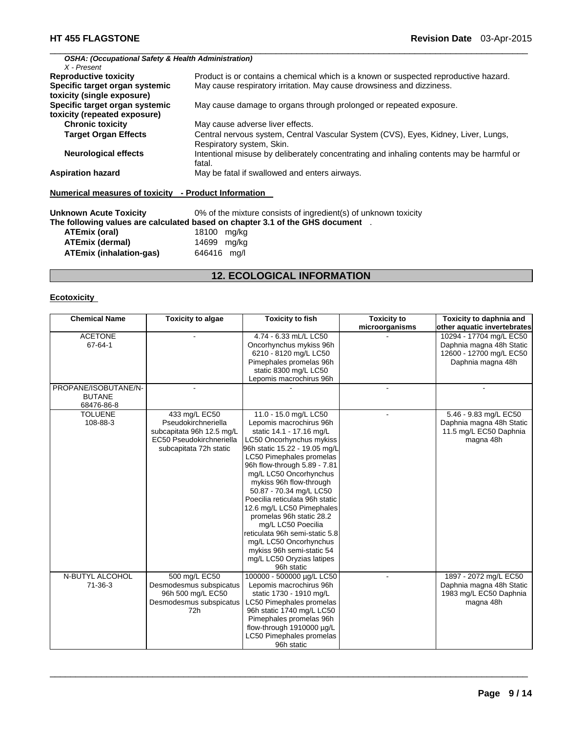*OSHA: (Occupational Safety & Health Administration)*
*X - Present*

**Reproductive toxicity** Product is or contains a chemical which is a known or suspected reproductive hazard.

**Specific target organ systemic toxicity (single exposure)** May cause respiratory irritation. May cause drowsiness and dizziness.

**Specific target organ systemic toxicity (repeated exposure)** May cause damage to organs through prolonged or repeated exposure.

**Chronic toxicity** May cause adverse liver effects.

**Target Organ Effects** Central nervous system, Central Vascular System (CVS), Eyes, Kidney, Liver, Lungs, Respiratory system, Skin.

**Neurological effects** Intentional misuse by deliberately concentrating and inhaling contents may be harmful or fatal.

**Aspiration hazard** May be fatal if swallowed and enters airways.

**Numerical measures of toxicity - Product Information**

**Unknown Acute Toxicity** 0% of the mixture consists of ingredient(s) of unknown toxicity

**The following values are calculated based on chapter 3.1 of the GHS document** .

**ATEmix (oral)** 18100 mg/kg
**ATEmix (dermal)** 14699 mg/kg
**ATEmix (inhalation-gas)** 646416 mg/l

## 12. ECOLOGICAL INFORMATION

**Ecotoxicity**

| Chemical Name | Toxicity to algae | Toxicity to fish | Toxicity to microorganisms | Toxicity to daphnia and other aquatic invertebrates |
|---|---|---|---|---|
| ACETONE 67-64-1 | - | 4.74 - 6.33 mL/L LC50 Oncorhynchus mykiss 96h 6210 - 8120 mg/L LC50 Pimephales promelas 96h static 8300 mg/L LC50 Lepomis macrochirus 96h | - | 10294 - 17704 mg/L EC50 Daphnia magna 48h Static 12600 - 12700 mg/L EC50 Daphnia magna 48h |
| PROPANE/ISOBUTANE/N-BUTANE 68476-86-8 | - | - | - | - |
| TOLUENE 108-88-3 | 433 mg/L EC50 Pseudokirchneriella subcapitata 96h 12.5 mg/L EC50 Pseudokirchneriella subcapitata 72h static | 11.0 - 15.0 mg/L LC50 Lepomis macrochirus 96h static 14.1 - 17.16 mg/L LC50 Oncorhynchus mykiss 96h static 15.22 - 19.05 mg/L LC50 Pimephales promelas 96h flow-through 5.89 - 7.81 mg/L LC50 Oncorhynchus mykiss 96h flow-through 50.87 - 70.34 mg/L LC50 Poecilia reticulata 96h static 12.6 mg/L LC50 Pimephales promelas 96h static 28.2 mg/L LC50 Poecilia reticulata 96h semi-static 5.8 mg/L LC50 Oncorhynchus mykiss 96h semi-static 54 mg/L LC50 Oryzias latipes 96h static | - | 5.46 - 9.83 mg/L EC50 Daphnia magna 48h Static 11.5 mg/L EC50 Daphnia magna 48h |
| N-BUTYL ALCOHOL 71-36-3 | 500 mg/L EC50 Desmodesmus subspicatus 96h 500 mg/L EC50 Desmodesmus subspicatus 72h | 100000 - 500000 µg/L LC50 Lepomis macrochirus 96h static 1730 - 1910 mg/L LC50 Pimephales promelas 96h static 1740 mg/L LC50 Pimephales promelas 96h flow-through 1910000 µg/L LC50 Pimephales promelas 96h static | - | 1897 - 2072 mg/L EC50 Daphnia magna 48h Static 1983 mg/L EC50 Daphnia magna 48h |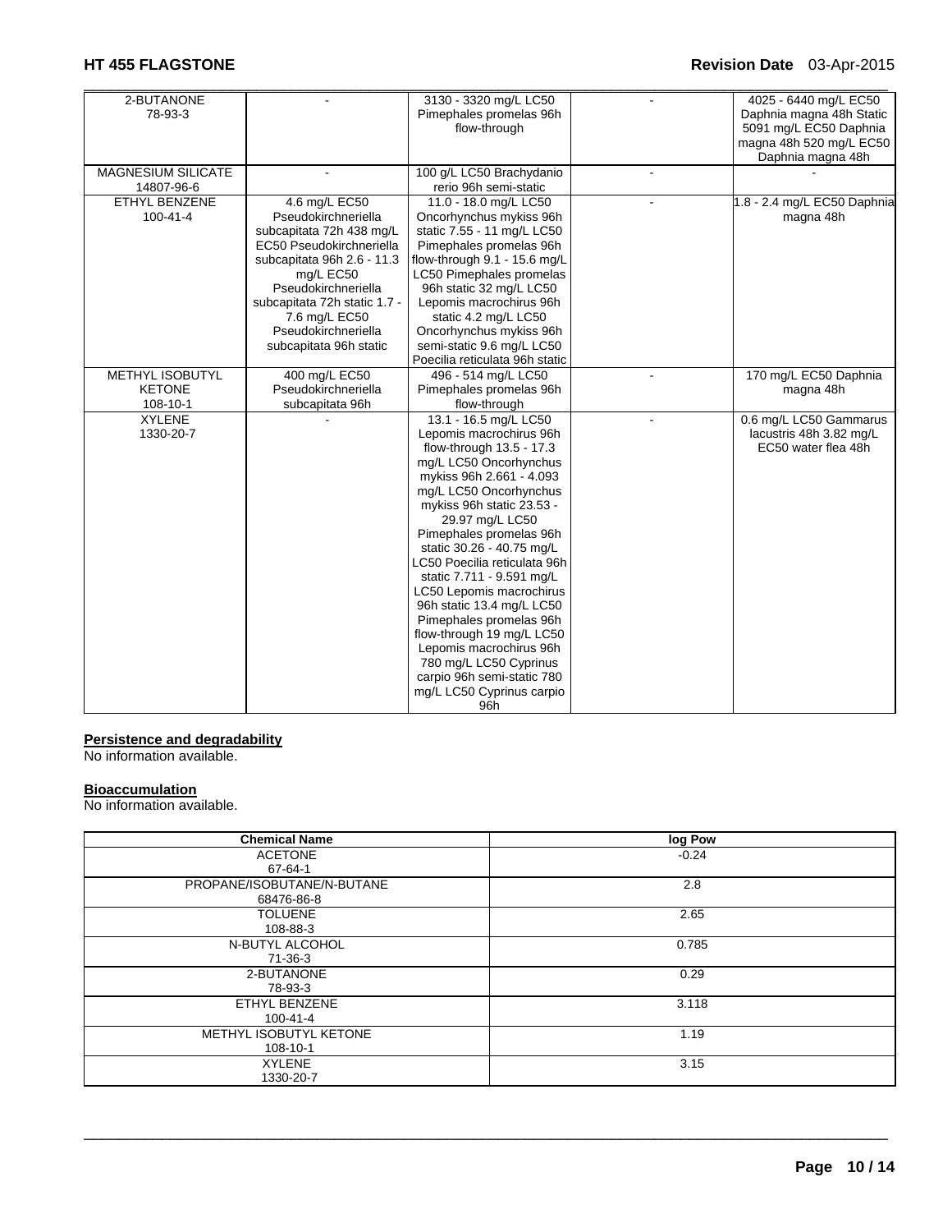| | | | | |
|---|---|---|---|---|
| 2-BUTANONE<br>78-93-3 | - | 3130 - 3320 mg/L LC50 Pimephales promelas 96h flow-through | - | 4025 - 6440 mg/L EC50 Daphnia magna 48h Static 5091 mg/L EC50 Daphnia magna 48h 520 mg/L EC50 Daphnia magna 48h |
| MAGNESIUM SILICATE<br>14807-96-6 | - | 100 g/L LC50 Brachydanio rerio 96h semi-static | - | - |
| ETHYL BENZENE<br>100-41-4 | 4.6 mg/L EC50 Pseudokirchneriella subcapitata 72h 438 mg/L EC50 Pseudokirchneriella subcapitata 96h 2.6 - 11.3 mg/L EC50 Pseudokirchneriella subcapitata 72h static 1.7 - 7.6 mg/L EC50 Pseudokirchneriella subcapitata 96h static | 11.0 - 18.0 mg/L LC50 Oncorhynchus mykiss 96h static 7.55 - 11 mg/L LC50 Pimephales promelas 96h flow-through 9.1 - 15.6 mg/L LC50 Pimephales promelas 96h static 32 mg/L LC50 Lepomis macrochirus 96h static 4.2 mg/L LC50 Oncorhynchus mykiss 96h semi-static 9.6 mg/L LC50 Poecilia reticulata 96h static | - | 1.8 - 2.4 mg/L EC50 Daphnia magna 48h |
| METHYL ISOBUTYL KETONE<br>108-10-1 | 400 mg/L EC50 Pseudokirchneriella subcapitata 96h | 496 - 514 mg/L LC50 Pimephales promelas 96h flow-through | - | 170 mg/L EC50 Daphnia magna 48h |
| XYLENE<br>1330-20-7 | - | 13.1 - 16.5 mg/L LC50 Lepomis macrochirus 96h flow-through 13.5 - 17.3 mg/L LC50 Oncorhynchus mykiss 96h 2.661 - 4.093 mg/L LC50 Oncorhynchus mykiss 96h static 23.53 - 29.97 mg/L LC50 Pimephales promelas 96h static 30.26 - 40.75 mg/L LC50 Poecilia reticulata 96h static 7.711 - 9.591 mg/L LC50 Lepomis macrochirus 96h static 13.4 mg/L LC50 Pimephales promelas 96h flow-through 19 mg/L LC50 Lepomis macrochirus 96h 780 mg/L LC50 Cyprinus carpio 96h semi-static 780 mg/L LC50 Cyprinus carpio 96h | - | 0.6 mg/L LC50 Gammarus lacustris 48h 3.82 mg/L EC50 water flea 48h |

**Persistence and degradability**

No information available.

**Bioaccumulation**

No information available.

| Chemical Name | log Pow |
|---|---|
| ACETONE<br>67-64-1 | -0.24 |
| PROPANE/ISOBUTANE/N-BUTANE<br>68476-86-8 | 2.8 |
| TOLUENE<br>108-88-3 | 2.65 |
| N-BUTYL ALCOHOL<br>71-36-3 | 0.785 |
| 2-BUTANONE<br>78-93-3 | 0.29 |
| ETHYL BENZENE<br>100-41-4 | 3.118 |
| METHYL ISOBUTYL KETONE<br>108-10-1 | 1.19 |
| XYLENE<br>1330-20-7 | 3.15 |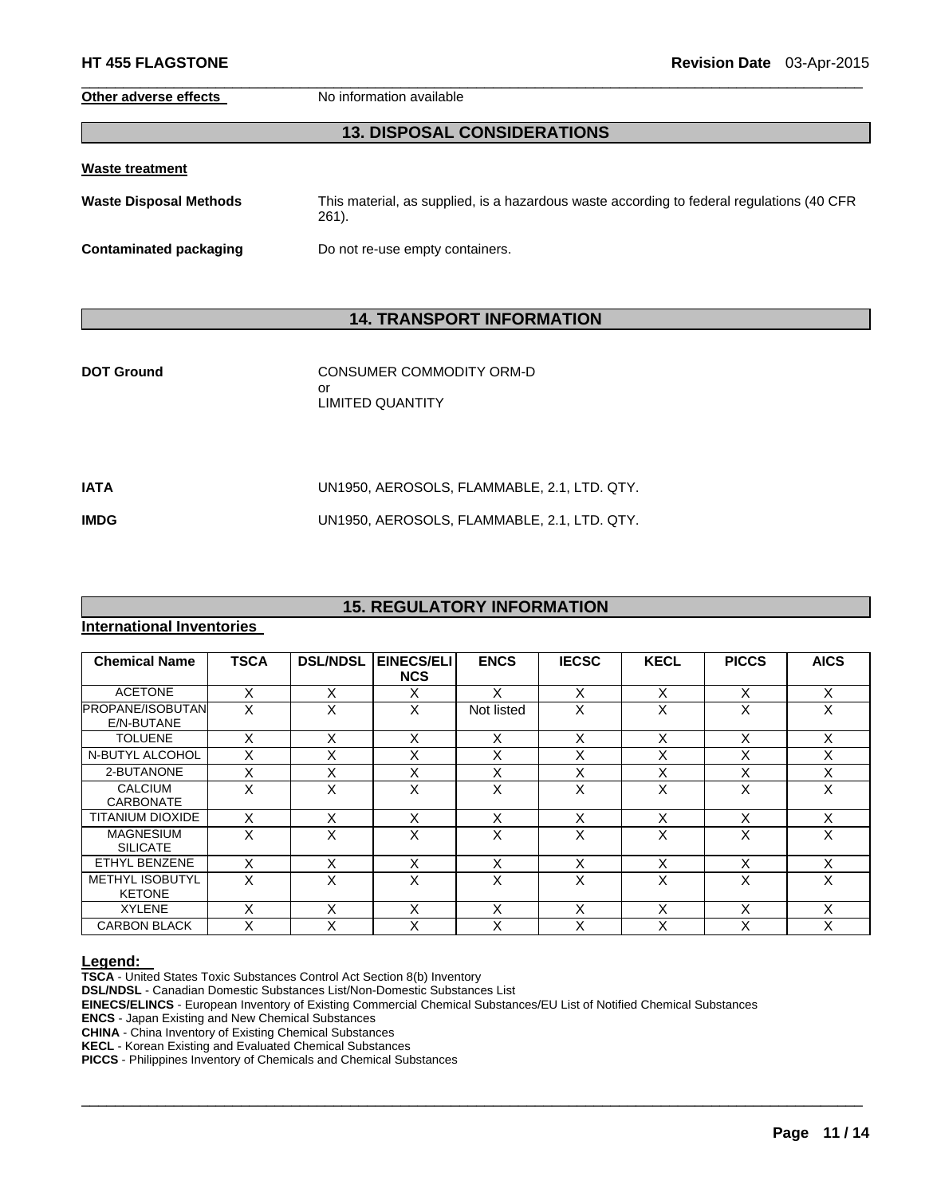**Other adverse effects** No information available

## 13. DISPOSAL CONSIDERATIONS

**Waste treatment**

**Waste Disposal Methods** This material, as supplied, is a hazardous waste according to federal regulations (40 CFR 261).

**Contaminated packaging** Do not re-use empty containers.

## 14. TRANSPORT INFORMATION

**DOT Ground** CONSUMER COMMODITY ORM-D
or
LIMITED QUANTITY

**IATA** UN1950, AEROSOLS, FLAMMABLE, 2.1, LTD. QTY.

**IMDG** UN1950, AEROSOLS, FLAMMABLE, 2.1, LTD. QTY.

## 15. REGULATORY INFORMATION

**International Inventories**

| Chemical Name | TSCA | DSL/NDSL | EINECS/ELINCS | ENCS | IECSC | KECL | PICCS | AICS |
|---|---|---|---|---|---|---|---|---|
| ACETONE | X | X | X | X | X | X | X | X |
| PROPANE/ISOBUTANE/N-BUTANE | X | X | X | Not listed | X | X | X | X |
| TOLUENE | X | X | X | X | X | X | X | X |
| N-BUTYL ALCOHOL | X | X | X | X | X | X | X | X |
| 2-BUTANONE | X | X | X | X | X | X | X | X |
| CALCIUM CARBONATE | X | X | X | X | X | X | X | X |
| TITANIUM DIOXIDE | X | X | X | X | X | X | X | X |
| MAGNESIUM SILICATE | X | X | X | X | X | X | X | X |
| ETHYL BENZENE | X | X | X | X | X | X | X | X |
| METHYL ISOBUTYL KETONE | X | X | X | X | X | X | X | X |
| XYLENE | X | X | X | X | X | X | X | X |
| CARBON BLACK | X | X | X | X | X | X | X | X |

**Legend:**

**TSCA** - United States Toxic Substances Control Act Section 8(b) Inventory
**DSL/NDSL** - Canadian Domestic Substances List/Non-Domestic Substances List
**EINECS/ELINCS** - European Inventory of Existing Commercial Chemical Substances/EU List of Notified Chemical Substances
**ENCS** - Japan Existing and New Chemical Substances
**CHINA** - China Inventory of Existing Chemical Substances
**KECL** - Korean Existing and Evaluated Chemical Substances
**PICCS** - Philippines Inventory of Chemicals and Chemical Substances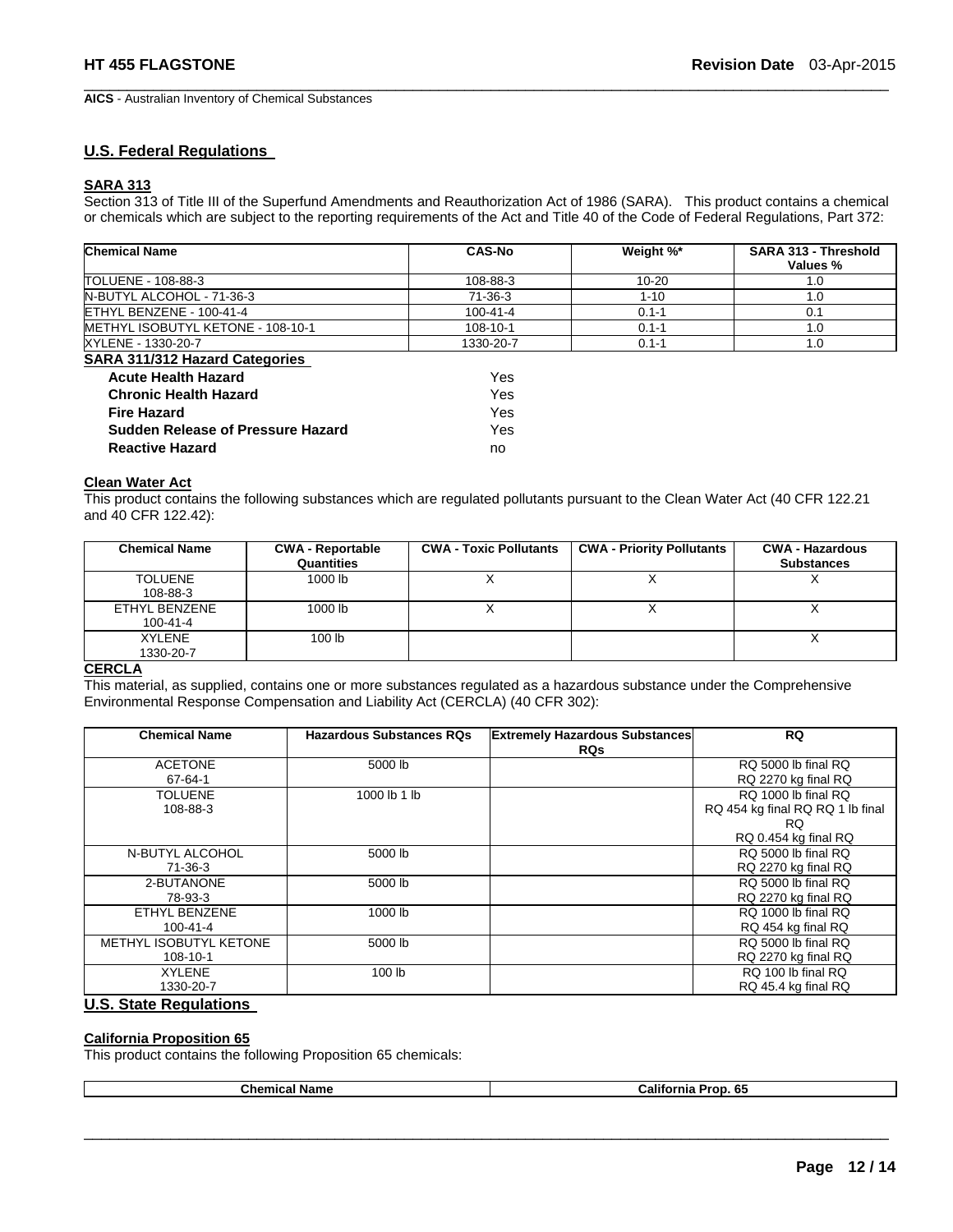**AICS** - Australian Inventory of Chemical Substances

## U.S. Federal Regulations

### SARA 313

Section 313 of Title III of the Superfund Amendments and Reauthorization Act of 1986 (SARA). This product contains a chemical or chemicals which are subject to the reporting requirements of the Act and Title 40 of the Code of Federal Regulations, Part 372:

| Chemical Name | CAS-No | Weight %* | SARA 313 - Threshold Values % |
|---|---|---|---|
| TOLUENE - 108-88-3 | 108-88-3 | 10-20 | 1.0 |
| N-BUTYL ALCOHOL - 71-36-3 | 71-36-3 | 1-10 | 1.0 |
| ETHYL BENZENE - 100-41-4 | 100-41-4 | 0.1-1 | 0.1 |
| METHYL ISOBUTYL KETONE - 108-10-1 | 108-10-1 | 0.1-1 | 1.0 |
| XYLENE - 1330-20-7 | 1330-20-7 | 0.1-1 | 1.0 |

### SARA 311/312 Hazard Categories

| | |
|---|---|
| **Acute Health Hazard** | Yes |
| **Chronic Health Hazard** | Yes |
| **Fire Hazard** | Yes |
| **Sudden Release of Pressure Hazard** | Yes |
| **Reactive Hazard** | no |

### Clean Water Act

This product contains the following substances which are regulated pollutants pursuant to the Clean Water Act (40 CFR 122.21 and 40 CFR 122.42):

| Chemical Name | CWA - Reportable Quantities | CWA - Toxic Pollutants | CWA - Priority Pollutants | CWA - Hazardous Substances |
|---|---|---|---|---|
| TOLUENE<br>108-88-3 | 1000 lb | X | X | X |
| ETHYL BENZENE<br>100-41-4 | 1000 lb | X | X | X |
| XYLENE<br>1330-20-7 | 100 lb | | | X |

### CERCLA

This material, as supplied, contains one or more substances regulated as a hazardous substance under the Comprehensive Environmental Response Compensation and Liability Act (CERCLA) (40 CFR 302):

| Chemical Name | Hazardous Substances RQs | Extremely Hazardous Substances RQs | RQ |
|---|---|---|---|
| ACETONE<br>67-64-1 | 5000 lb | | RQ 5000 lb final RQ<br>RQ 2270 kg final RQ |
| TOLUENE<br>108-88-3 | 1000 lb 1 lb | | RQ 1000 lb final RQ<br>RQ 454 kg final RQ RQ 1 lb final RQ<br>RQ 0.454 kg final RQ |
| N-BUTYL ALCOHOL<br>71-36-3 | 5000 lb | | RQ 5000 lb final RQ<br>RQ 2270 kg final RQ |
| 2-BUTANONE<br>78-93-3 | 5000 lb | | RQ 5000 lb final RQ<br>RQ 2270 kg final RQ |
| ETHYL BENZENE<br>100-41-4 | 1000 lb | | RQ 1000 lb final RQ<br>RQ 454 kg final RQ |
| METHYL ISOBUTYL KETONE<br>108-10-1 | 5000 lb | | RQ 5000 lb final RQ<br>RQ 2270 kg final RQ |
| XYLENE<br>1330-20-7 | 100 lb | | RQ 100 lb final RQ<br>RQ 45.4 kg final RQ |

## U.S. State Regulations

### California Proposition 65

This product contains the following Proposition 65 chemicals:

| Chemical Name | California Prop. 65 |
|---|---|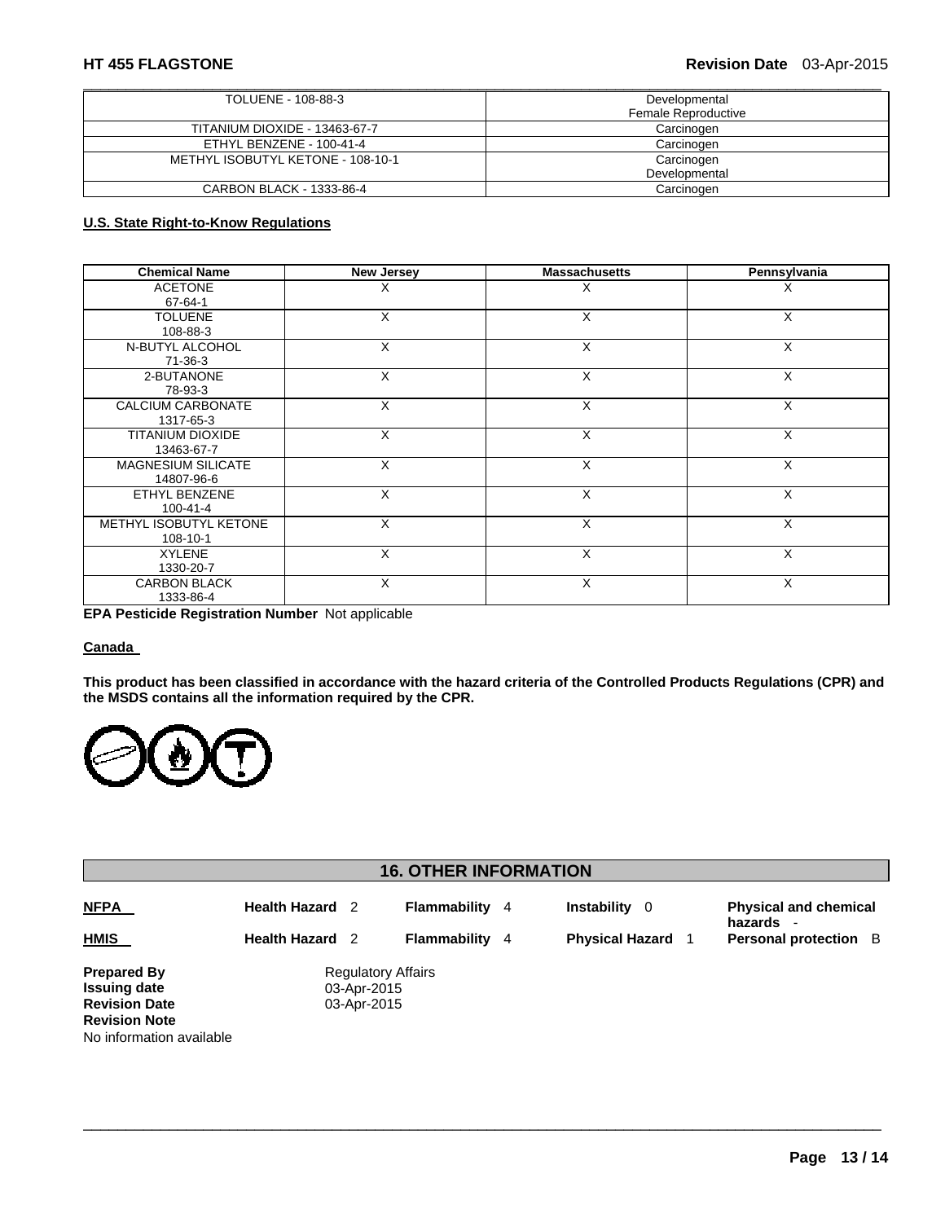| TOLUENE - 108-88-3 | Developmental<br>Female Reproductive |
|---|---|
| TITANIUM DIOXIDE - 13463-67-7 | Carcinogen |
| ETHYL BENZENE - 100-41-4 | Carcinogen |
| METHYL ISOBUTYL KETONE - 108-10-1 | Carcinogen<br>Developmental |
| CARBON BLACK - 1333-86-4 | Carcinogen |

**U.S. State Right-to-Know Regulations**

| Chemical Name | New Jersey | Massachusetts | Pennsylvania |
|---|---|---|---|
| ACETONE<br>67-64-1 | X | X | X |
| TOLUENE<br>108-88-3 | X | X | X |
| N-BUTYL ALCOHOL<br>71-36-3 | X | X | X |
| 2-BUTANONE<br>78-93-3 | X | X | X |
| CALCIUM CARBONATE<br>1317-65-3 | X | X | X |
| TITANIUM DIOXIDE<br>13463-67-7 | X | X | X |
| MAGNESIUM SILICATE<br>14807-96-6 | X | X | X |
| ETHYL BENZENE<br>100-41-4 | X | X | X |
| METHYL ISOBUTYL KETONE<br>108-10-1 | X | X | X |
| XYLENE<br>1330-20-7 | X | X | X |
| CARBON BLACK<br>1333-86-4 | X | X | X |

**EPA Pesticide Registration Number** Not applicable

**Canada**

**This product has been classified in accordance with the hazard criteria of the Controlled Products Regulations (CPR) and the MSDS contains all the information required by the CPR.**

## 16. OTHER INFORMATION

| | | | | |
|---|---|---|---|---|
| **NFPA** | **Health Hazard** 2 | **Flammability** 4 | **Instability** 0 | **Physical and chemical hazards** - |
| **HMIS** | **Health Hazard** 2 | **Flammability** 4 | **Physical Hazard** 1 | **Personal protection** B |

**Prepared By** Regulatory Affairs
**Issuing date** 03-Apr-2015
**Revision Date** 03-Apr-2015
**Revision Note**
No information available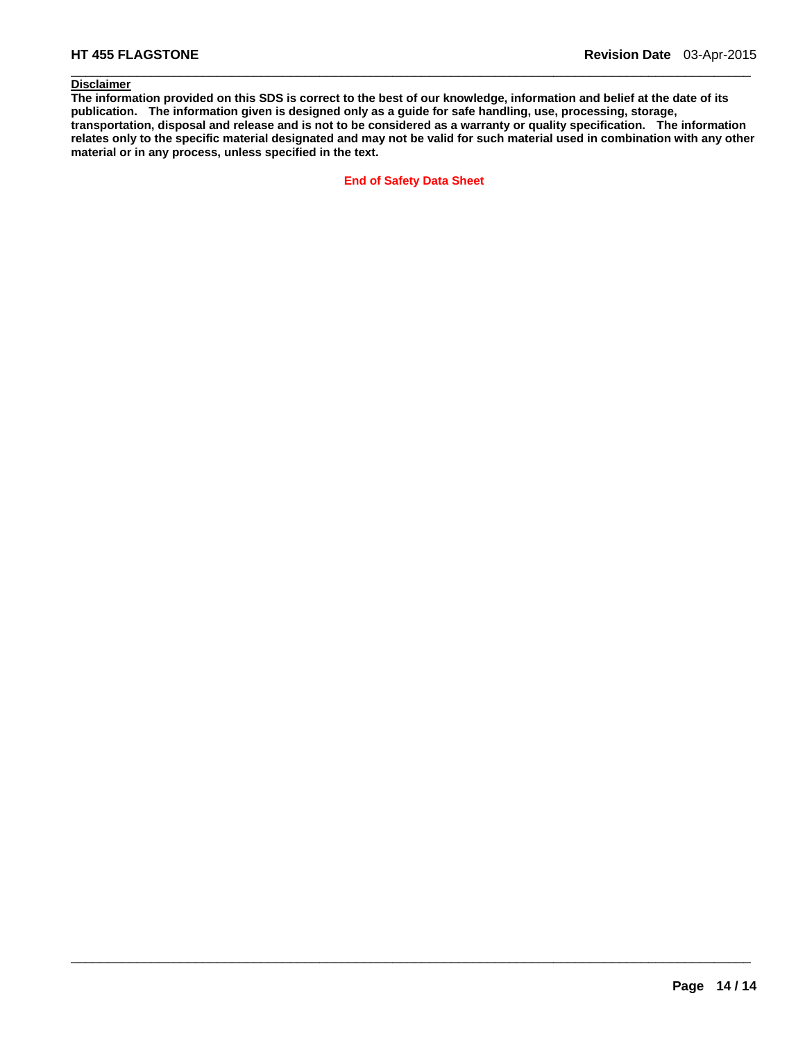**Disclaimer**

**The information provided on this SDS is correct to the best of our knowledge, information and belief at the date of its publication. The information given is designed only as a guide for safe handling, use, processing, storage, transportation, disposal and release and is not to be considered as a warranty or quality specification. The information relates only to the specific material designated and may not be valid for such material used in combination with any other material or in any process, unless specified in the text.**

**End of Safety Data Sheet**